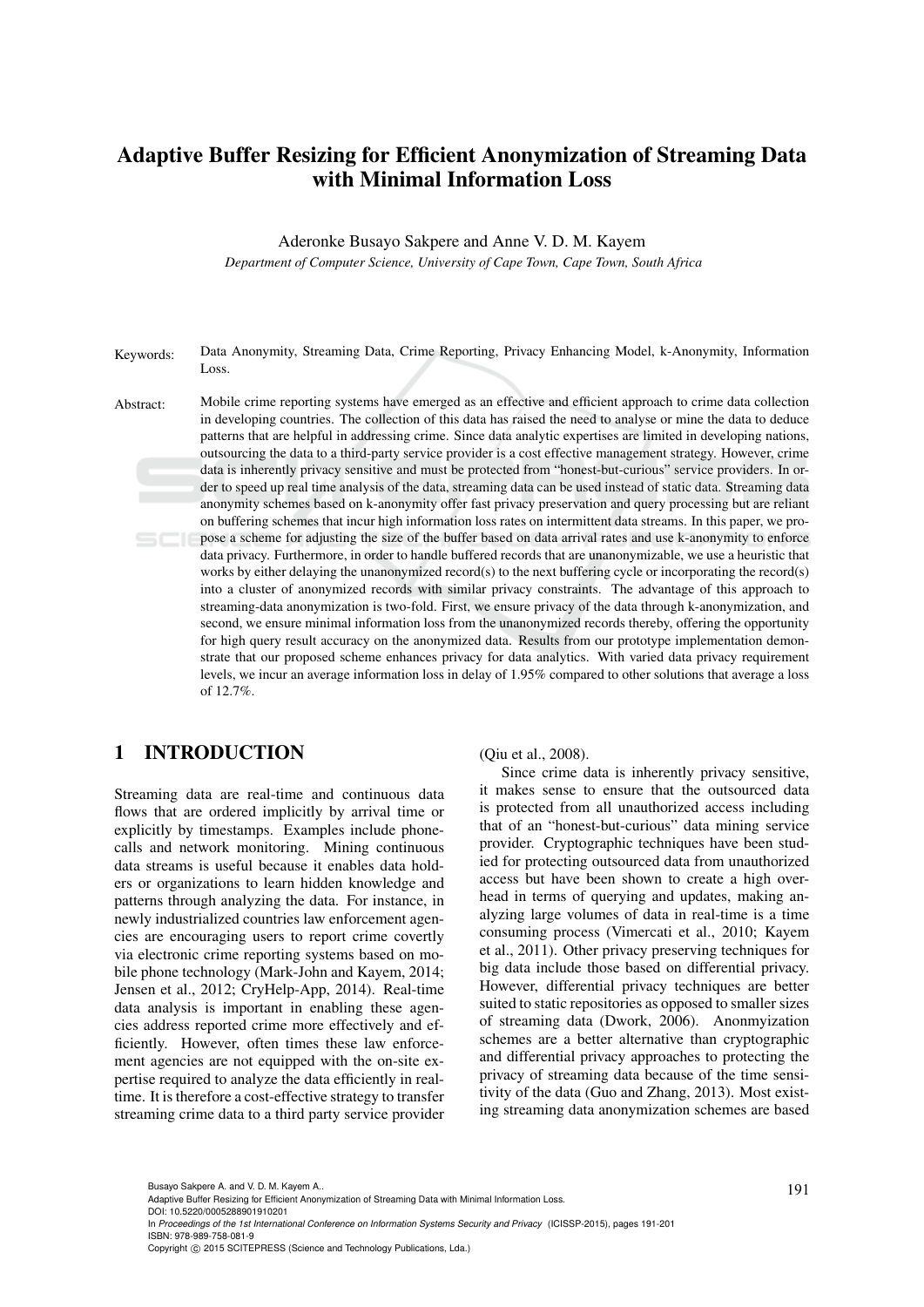# Adaptive Buffer Resizing for Efficient Anonymization of Streaming Data with Minimal Information Loss

Aderonke Busayo Sakpere and Anne V. D. M. Kayem

*Department of Computer Science, University of Cape Town, Cape Town, South Africa*

Keywords: Data Anonymity, Streaming Data, Crime Reporting, Privacy Enhancing Model, k-Anonymity, Information Loss.

Abstract: Mobile crime reporting systems have emerged as an effective and efficient approach to crime data collection in developing countries. The collection of this data has raised the need to analyse or mine the data to deduce patterns that are helpful in addressing crime. Since data analytic expertises are limited in developing nations, outsourcing the data to a third-party service provider is a cost effective management strategy. However, crime data is inherently privacy sensitive and must be protected from "honest-but-curious" service providers. In order to speed up real time analysis of the data, streaming data can be used instead of static data. Streaming data anonymity schemes based on k-anonymity offer fast privacy preservation and query processing but are reliant on buffering schemes that incur high information loss rates on intermittent data streams. In this paper, we propose a scheme for adjusting the size of the buffer based on data arrival rates and use k-anonymity to enforce data privacy. Furthermore, in order to handle buffered records that are unanonymizable, we use a heuristic that works by either delaying the unanonymized record(s) to the next buffering cycle or incorporating the record(s) into a cluster of anonymized records with similar privacy constraints. The advantage of this approach to streaming-data anonymization is two-fold. First, we ensure privacy of the data through k-anonymization, and second, we ensure minimal information loss from the unanonymized records thereby, offering the opportunity for high query result accuracy on the anonymized data. Results from our prototype implementation demonstrate that our proposed scheme enhances privacy for data analytics. With varied data privacy requirement levels, we incur an average information loss in delay of 1.95% compared to other solutions that average a loss of 12.7%.

## 1 INTRODUCTION

Streaming data are real-time and continuous data flows that are ordered implicitly by arrival time or explicitly by timestamps. Examples include phone-calls and network monitoring. Mining continuous data streams is useful because it enables data holders or organizations to learn hidden knowledge and patterns through analyzing the data. For instance, in newly industrialized countries law enforcement agencies are encouraging users to report crime covertly via electronic crime reporting systems based on mobile phone technology (Mark-John and Kayem, 2014; Jensen et al., 2012; CryHelp-App, 2014). Real-time data analysis is important in enabling these agencies address reported crime more effectively and efficiently. However, often times these law enforcement agencies are not equipped with the on-site expertise required to analyze the data efficiently in real-time. It is therefore a cost-effective strategy to transfer streaming crime data to a third party service provider (Qiu et al., 2008).

Since crime data is inherently privacy sensitive, it makes sense to ensure that the outsourced data is protected from all unauthorized access including that of an "honest-but-curious" data mining service provider. Cryptographic techniques have been studied for protecting outsourced data from unauthorized access but have been shown to create a high overhead in terms of querying and updates, making analyzing large volumes of data in real-time is a time consuming process (Vimercati et al., 2010; Kayem et al., 2011). Other privacy preserving techniques for big data include those based on differential privacy. However, differential privacy techniques are better suited to static repositories as opposed to smaller sizes of streaming data (Dwork, 2006). Anonmyization schemes are a better alternative than cryptographic and differential privacy approaches to protecting the privacy of streaming data because of the time sensitivity of the data (Guo and Zhang, 2013). Most existing streaming data anonymization schemes are based

Busayo Sakpere A. and V. D. M. Kayem A..
Adaptive Buffer Resizing for Efficient Anonymization of Streaming Data with Minimal Information Loss.
DOI: 10.5220/0005288901910201
In *Proceedings of the 1st International Conference on Information Systems Security and Privacy* (ICISSP-2015), pages 191-201
ISBN: 978-989-758-081-9
Copyright © 2015 SCITEPRESS (Science and Technology Publications, Lda.)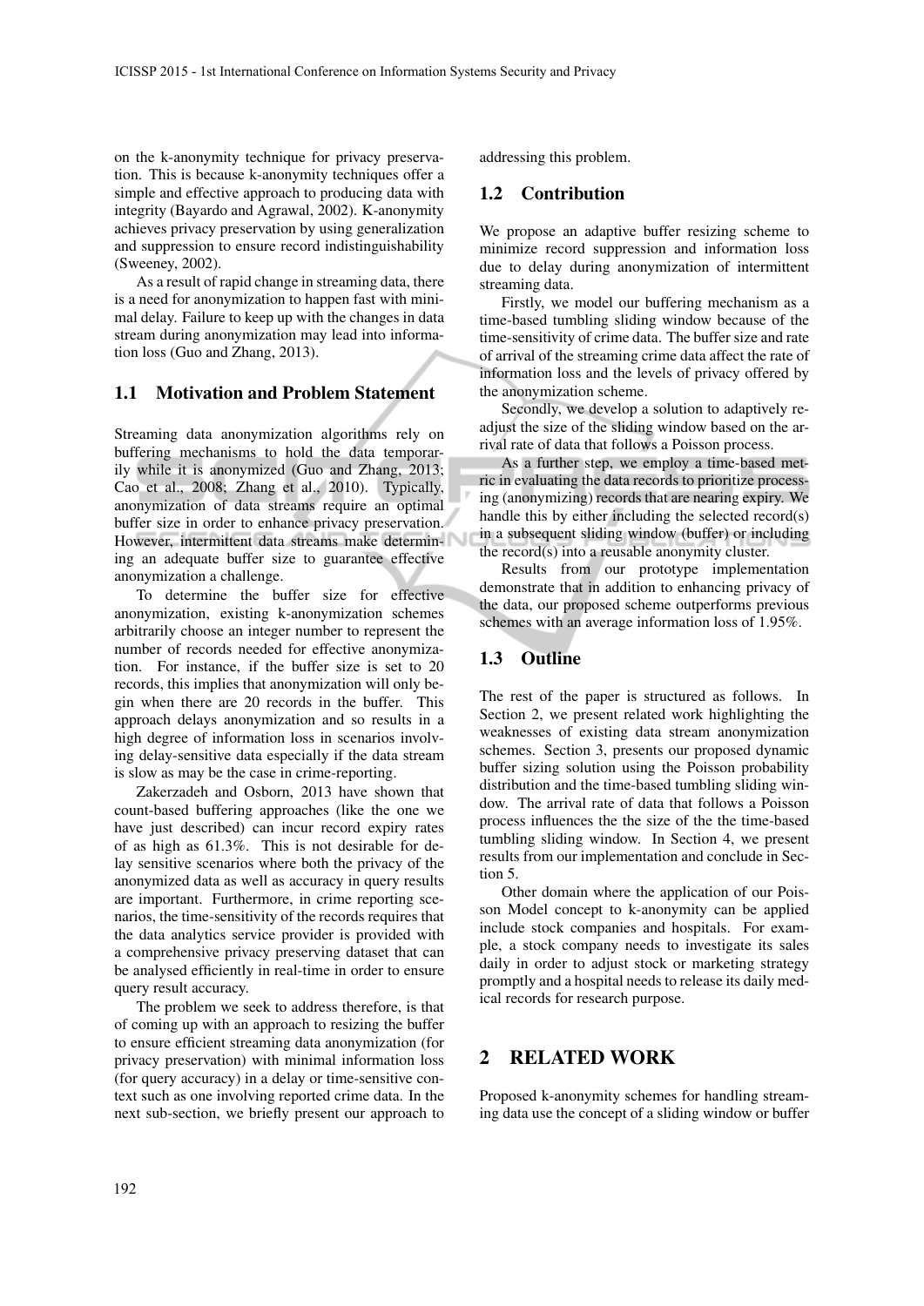on the k-anonymity technique for privacy preservation. This is because k-anonymity techniques offer a simple and effective approach to producing data with integrity (Bayardo and Agrawal, 2002). K-anonymity achieves privacy preservation by using generalization and suppression to ensure record indistinguishability (Sweeney, 2002).

As a result of rapid change in streaming data, there is a need for anonymization to happen fast with minimal delay. Failure to keep up with the changes in data stream during anonymization may lead into information loss (Guo and Zhang, 2013).

## 1.1 Motivation and Problem Statement

Streaming data anonymization algorithms rely on buffering mechanisms to hold the data temporarily while it is anonymized (Guo and Zhang, 2013; Cao et al., 2008; Zhang et al., 2010). Typically, anonymization of data streams require an optimal buffer size in order to enhance privacy preservation. However, intermittent data streams make determining an adequate buffer size to guarantee effective anonymization a challenge.

To determine the buffer size for effective anonymization, existing k-anonymization schemes arbitrarily choose an integer number to represent the number of records needed for effective anonymization. For instance, if the buffer size is set to 20 records, this implies that anonymization will only begin when there are 20 records in the buffer. This approach delays anonymization and so results in a high degree of information loss in scenarios involving delay-sensitive data especially if the data stream is slow as may be the case in crime-reporting.

Zakerzadeh and Osborn, 2013 have shown that count-based buffering approaches (like the one we have just described) can incur record expiry rates of as high as 61.3%. This is not desirable for delay sensitive scenarios where both the privacy of the anonymized data as well as accuracy in query results are important. Furthermore, in crime reporting scenarios, the time-sensitivity of the records requires that the data analytics service provider is provided with a comprehensive privacy preserving dataset that can be analysed efficiently in real-time in order to ensure query result accuracy.

The problem we seek to address therefore, is that of coming up with an approach to resizing the buffer to ensure efficient streaming data anonymization (for privacy preservation) with minimal information loss (for query accuracy) in a delay or time-sensitive context such as one involving reported crime data. In the next sub-section, we briefly present our approach to addressing this problem.

## 1.2 Contribution

We propose an adaptive buffer resizing scheme to minimize record suppression and information loss due to delay during anonymization of intermittent streaming data.

Firstly, we model our buffering mechanism as a time-based tumbling sliding window because of the time-sensitivity of crime data. The buffer size and rate of arrival of the streaming crime data affect the rate of information loss and the levels of privacy offered by the anonymization scheme.

Secondly, we develop a solution to adaptively re-adjust the size of the sliding window based on the arrival rate of data that follows a Poisson process.

As a further step, we employ a time-based metric in evaluating the data records to prioritize processing (anonymizing) records that are nearing expiry. We handle this by either including the selected record(s) in a subsequent sliding window (buffer) or including the record(s) into a reusable anonymity cluster.

Results from our prototype implementation demonstrate that in addition to enhancing privacy of the data, our proposed scheme outperforms previous schemes with an average information loss of 1.95%.

## 1.3 Outline

The rest of the paper is structured as follows. In Section 2, we present related work highlighting the weaknesses of existing data stream anonymization schemes. Section 3, presents our proposed dynamic buffer sizing solution using the Poisson probability distribution and the time-based tumbling sliding window. The arrival rate of data that follows a Poisson process influences the the size of the the time-based tumbling sliding window. In Section 4, we present results from our implementation and conclude in Section 5.

Other domain where the application of our Poisson Model concept to k-anonymity can be applied include stock companies and hospitals. For example, a stock company needs to investigate its sales daily in order to adjust stock or marketing strategy promptly and a hospital needs to release its daily medical records for research purpose.

# 2 RELATED WORK

Proposed k-anonymity schemes for handling streaming data use the concept of a sliding window or buffer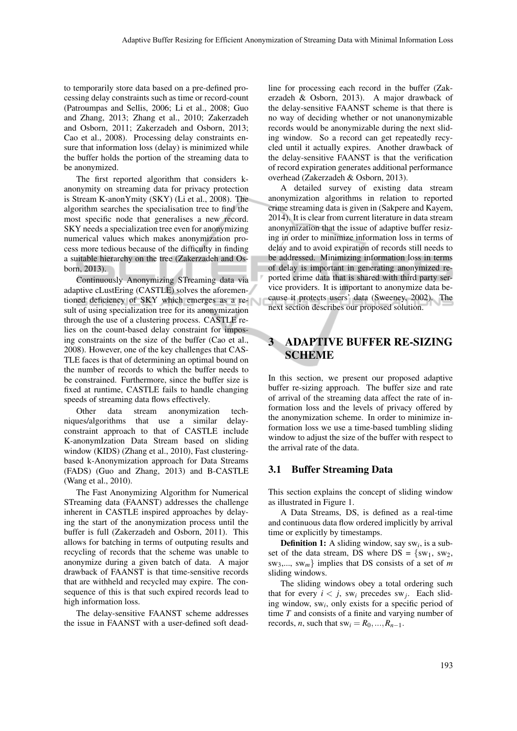to temporarily store data based on a pre-defined processing delay constraints such as time or record-count (Patroumpas and Sellis, 2006; Li et al., 2008; Guo and Zhang, 2013; Zhang et al., 2010; Zakerzadeh and Osborn, 2011; Zakerzadeh and Osborn, 2013; Cao et al., 2008). Processing delay constraints ensure that information loss (delay) is minimized while the buffer holds the portion of the streaming data to be anonymized.

The first reported algorithm that considers k-anonymity on streaming data for privacy protection is Stream K-anonYmity (SKY) (Li et al., 2008). The algorithm searches the specialisation tree to find the most specific node that generalises a new record. SKY needs a specialization tree even for anonymizing numerical values which makes anonymization process more tedious because of the difficulty in finding a suitable hierarchy on the tree (Zakerzadeh and Osborn, 2013).

Continuously Anonymizing STreaming data via adaptive cLustEring (CASTLE) solves the aforementioned deficiency of SKY which emerges as a result of using specialization tree for its anonymization through the use of a clustering process. CASTLE relies on the count-based delay constraint for imposing constraints on the size of the buffer (Cao et al., 2008). However, one of the key challenges that CASTLE faces is that of determining an optimal bound on the number of records to which the buffer needs to be constrained. Furthermore, since the buffer size is fixed at runtime, CASTLE fails to handle changing speeds of streaming data flows effectively.

Other data stream anonymization techniques/algorithms that use a similar delay-constraint approach to that of CASTLE include K-anonymIzation Data Stream based on sliding window (KIDS) (Zhang et al., 2010), Fast clustering-based k-Anonymization approach for Data Streams (FADS) (Guo and Zhang, 2013) and B-CASTLE (Wang et al., 2010).

The Fast Anonymizing Algorithm for Numerical STreaming data (FAANST) addresses the challenge inherent in CASTLE inspired approaches by delaying the start of the anonymization process until the buffer is full (Zakerzadeh and Osborn, 2011). This allows for batching in terms of outputing results and recycling of records that the scheme was unable to anonymize during a given batch of data. A major drawback of FAANST is that time-sensitive records that are withheld and recycled may expire. The consequence of this is that such expired records lead to high information loss.

The delay-sensitive FAANST scheme addresses the issue in FAANST with a user-defined soft deadline for processing each record in the buffer (Zakerzadeh & Osborn, 2013). A major drawback of the delay-sensitive FAANST scheme is that there is no way of deciding whether or not unanonymizable records would be anonymizable during the next sliding window. So a record can get repeatedly recycled until it actually expires. Another drawback of the delay-sensitive FAANST is that the verification of record expiration generates additional performance overhead (Zakerzadeh & Osborn, 2013).

A detailed survey of existing data stream anonymization algorithms in relation to reported crime streaming data is given in (Sakpere and Kayem, 2014). It is clear from current literature in data stream anonymization that the issue of adaptive buffer resizing in order to minimize information loss in terms of delay and to avoid expiration of records still needs to be addressed. Minimizing information loss in terms of delay is important in generating anonymized reported crime data that is shared with third party service providers. It is important to anonymize data because it protects users' data (Sweeney, 2002). The next section describes our proposed solution.

# 3 ADAPTIVE BUFFER RE-SIZING SCHEME

In this section, we present our proposed adaptive buffer re-sizing approach. The buffer size and rate of arrival of the streaming data affect the rate of information loss and the levels of privacy offered by the anonymization scheme. In order to minimize information loss we use a time-based tumbling sliding window to adjust the size of the buffer with respect to the arrival rate of the data.

## 3.1 Buffer Streaming Data

This section explains the concept of sliding window as illustrated in Figure 1.

A Data Streams, DS, is defined as a real-time and continuous data flow ordered implicitly by arrival time or explicitly by timestamps.

**Definition 1:** A sliding window, say $sw_i$, is a subset of the data stream, DS where DS = $\{sw_1, sw_2, sw_3, ..., sw_m\}$ implies that DS consists of a set of $m$ sliding windows.

The sliding windows obey a total ordering such that for every $i < j$, $sw_i$ precedes $sw_j$. Each sliding window, $sw_i$, only exists for a specific period of time $T$ and consists of a finite and varying number of records, $n$, such that $sw_i = R_0, ..., R_{n-1}$.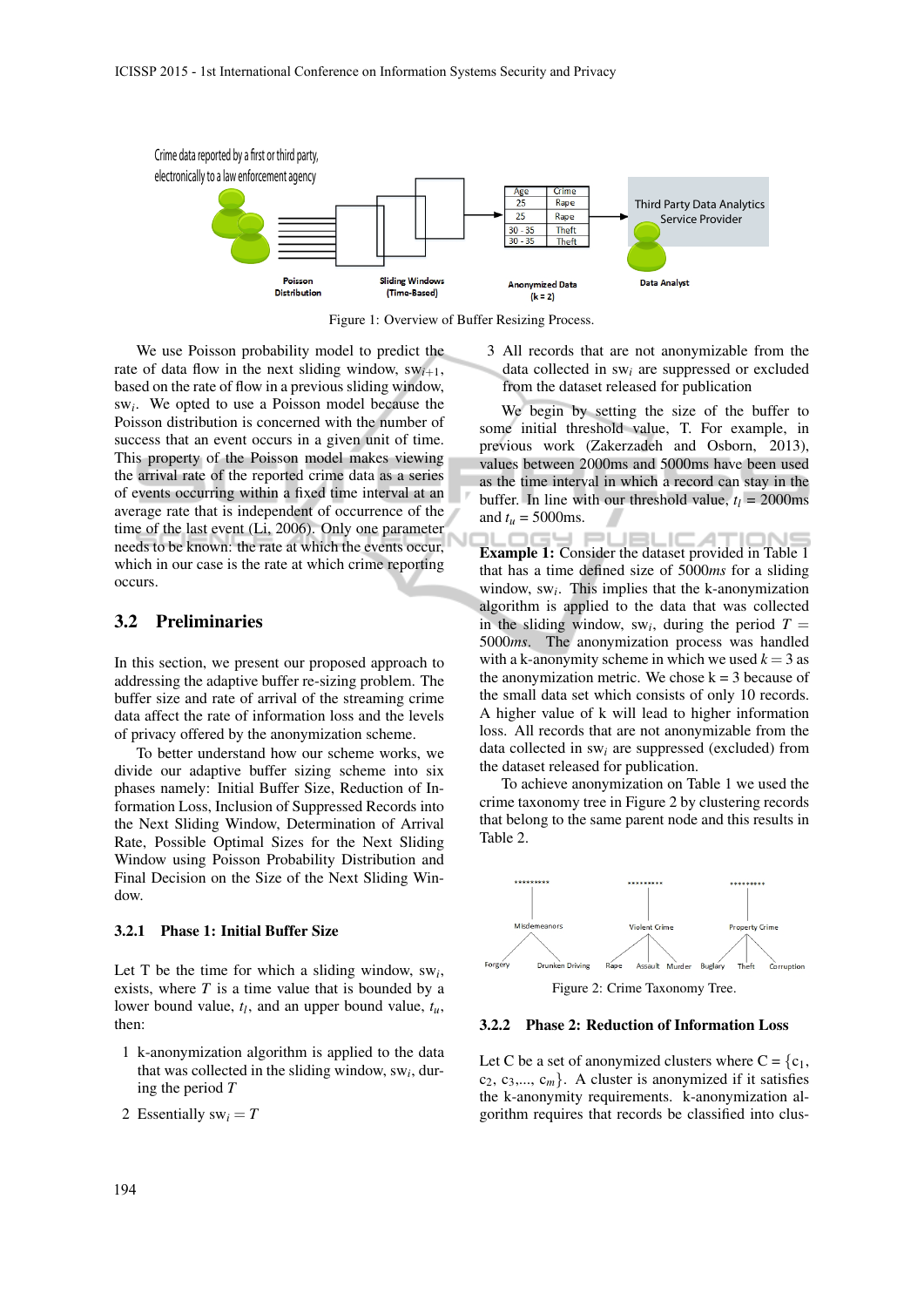Figure 1: Overview of Buffer Resizing Process.

We use Poisson probability model to predict the rate of data flow in the next sliding window, $sw_{i+1}$, based on the rate of flow in a previous sliding window, $sw_i$. We opted to use a Poisson model because the Poisson distribution is concerned with the number of success that an event occurs in a given unit of time. This property of the Poisson model makes viewing the arrival rate of the reported crime data as a series of events occurring within a fixed time interval at an average rate that is independent of occurrence of the time of the last event (Li, 2006). Only one parameter needs to be known: the rate at which the events occur, which in our case is the rate at which crime reporting occurs.

## 3.2 Preliminaries

In this section, we present our proposed approach to addressing the adaptive buffer re-sizing problem. The buffer size and rate of arrival of the streaming crime data affect the rate of information loss and the levels of privacy offered by the anonymization scheme.

To better understand how our scheme works, we divide our adaptive buffer sizing scheme into six phases namely: Initial Buffer Size, Reduction of Information Loss, Inclusion of Suppressed Records into the Next Sliding Window, Determination of Arrival Rate, Possible Optimal Sizes for the Next Sliding Window using Poisson Probability Distribution and Final Decision on the Size of the Next Sliding Window.

### 3.2.1 Phase 1: Initial Buffer Size

Let T be the time for which a sliding window, $sw_i$, exists, where $T$ is a time value that is bounded by a lower bound value, $t_l$, and an upper bound value, $t_u$, then:

1. k-anonymization algorithm is applied to the data that was collected in the sliding window, $sw_i$, during the period $T$
2. Essentially $sw_i = T$
3. All records that are not anonymizable from the data collected in $sw_i$ are suppressed or excluded from the dataset released for publication

We begin by setting the size of the buffer to some initial threshold value, T. For example, in previous work (Zakerzadeh and Osborn, 2013), values between 2000ms and 5000ms have been used as the time interval in which a record can stay in the buffer. In line with our threshold value, $t_l$ = 2000ms and $t_u$ = 5000ms.

**Example 1:** Consider the dataset provided in Table 1 that has a time defined size of 5000*ms* for a sliding window, $sw_i$. This implies that the k-anonymization algorithm is applied to the data that was collected in the sliding window, $sw_i$, during the period $T$ = 5000*ms*. The anonymization process was handled with a k-anonymity scheme in which we used $k = 3$ as the anonymization metric. We chose k = 3 because of the small data set which consists of only 10 records. A higher value of k will lead to higher information loss. All records that are not anonymizable from the data collected in $sw_i$ are suppressed (excluded) from the dataset released for publication.

To achieve anonymization on Table 1 we used the crime taxonomy tree in Figure 2 by clustering records that belong to the same parent node and this results in Table 2.

Figure 2: Crime Taxonomy Tree.

### 3.2.2 Phase 2: Reduction of Information Loss

Let C be a set of anonymized clusters where C = $\{c_1, c_2, c_3,..., c_m\}$. A cluster is anonymized if it satisfies the k-anonymity requirements. k-anonymization algorithm requires that records be classified into clus-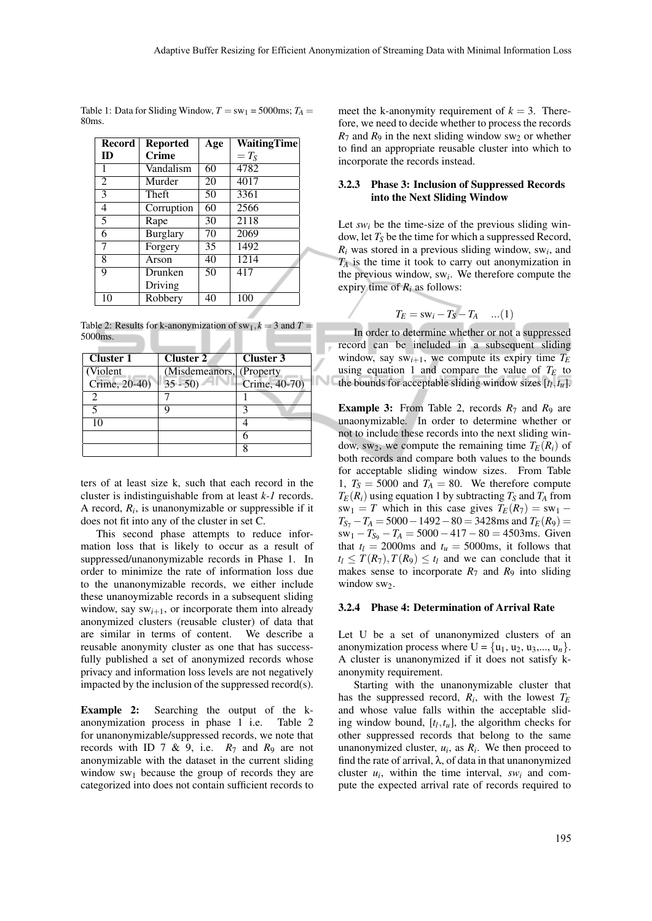Table 1: Data for Sliding Window, $T = \text{sw}_1 = 5000$ms; $T_A = 80$ms.

| Record ID | Reported Crime | Age | WaitingTime $= T_S$ |
|---|---|---|---|
| 1 | Vandalism | 60 | 4782 |
| 2 | Murder | 20 | 4017 |
| 3 | Theft | 50 | 3361 |
| 4 | Corruption | 60 | 2566 |
| 5 | Rape | 30 | 2118 |
| 6 | Burglary | 70 | 2069 |
| 7 | Forgery | 35 | 1492 |
| 8 | Arson | 40 | 1214 |
| 9 | Drunken Driving | 50 | 417 |
| 10 | Robbery | 40 | 100 |

Table 2: Results for k-anonymization of $\text{sw}_1, k = 3$ and $T = 5000$ms.

| Cluster 1 | Cluster 2 | Cluster 3 |
|---|---|---|
| (Violent Crime, 20-40) | (Misdemeanors, 35 - 50) | (Property Crime, 40-70) |
| 2 | 7 | 1 |
| 5 | 9 | 3 |
| 10 | | 4 |
| | | 6 |
| | | 8 |

ters of at least size k, such that each record in the cluster is indistinguishable from at least *k-1* records. A record, $R_i$, is unanonymizable or suppressible if it does not fit into any of the cluster in set C.

This second phase attempts to reduce information loss that is likely to occur as a result of suppressed/unanonymizable records in Phase 1. In order to minimize the rate of information loss due to the unanonymizable records, we either include these unanoymizable records in a subsequent sliding window, say $\text{sw}_{i+1}$, or incorporate them into already anonymized clusters (reusable cluster) of data that are similar in terms of content. We describe a reusable anonymity cluster as one that has successfully published a set of anonymized records whose privacy and information loss levels are not negatively impacted by the inclusion of the suppressed record(s).

**Example 2:** Searching the output of the k-anonymization process in phase 1 i.e. Table 2 for unanonymizable/suppressed records, we note that records with ID 7 & 9, i.e. $R_7$ and $R_9$ are not anonymizable with the dataset in the current sliding window $\text{sw}_1$ because the group of records they are categorized into does not contain sufficient records to meet the k-anonymity requirement of $k = 3$. Therefore, we need to decide whether to process the records $R_7$ and $R_9$ in the next sliding window $\text{sw}_2$ or whether to find an appropriate reusable cluster into which to incorporate the records instead.

#### 3.2.3 Phase 3: Inclusion of Suppressed Records into the Next Sliding Window

Let $sw_i$ be the time-size of the previous sliding window, let $T_S$ be the time for which a suppressed Record, $R_i$ was stored in a previous sliding window, $\text{sw}_i$, and $T_A$ is the time it took to carry out anonymization in the previous window, $\text{sw}_i$. We therefore compute the expiry time of $R_i$ as follows:

$$T_E = \text{sw}_i - T_S - T_A \quad ...(1)$$

In order to determine whether or not a suppressed record can be included in a subsequent sliding window, say $\text{sw}_{i+1}$, we compute its expiry time $T_E$ using equation 1 and compare the value of $T_E$ to the bounds for acceptable sliding window sizes $[t_l, t_u]$.

**Example 3:** From Table 2, records $R_7$ and $R_9$ are unanonymizable. In order to determine whether or not to include these records into the next sliding window, $\text{sw}_2$, we compute the remaining time $T_E(R_i)$ of both records and compare both values to the bounds for acceptable sliding window sizes. From Table 1, $T_S = 5000$ and $T_A = 80$. We therefore compute $T_E(R_i)$ using equation 1 by subtracting $T_S$ and $T_A$ from $\text{sw}_1 = T$ which in this case gives $T_E(R_7) = \text{sw}_1 - T_{S_7} - T_A = 5000 - 1492 - 80 = 3428$ms and $T_E(R_9) = \text{sw}_1 - T_{S_9} - T_A = 5000 - 417 - 80 = 4503$ms. Given that $t_l = 2000$ms and $t_u = 5000$ms, it follows that $t_l \leq T(R_7), T(R_9) \leq t_l$ and we can conclude that it makes sense to incorporate $R_7$ and $R_9$ into sliding window $\text{sw}_2$.

#### 3.2.4 Phase 4: Determination of Arrival Rate

Let U be a set of unanonymized clusters of an anonymization process where $\text{U} = \{\text{u}_1, \text{u}_2, \text{u}_3, ..., \text{u}_n\}$. A cluster is unanonymized if it does not satisfy k-anonymity requirement.

Starting with the unanonymizable cluster that has the suppressed record, $R_i$, with the lowest $T_E$ and whose value falls within the acceptable sliding window bound, $[t_l, t_u]$, the algorithm checks for other suppressed records that belong to the same unanonymized cluster, $u_i$, as $R_i$. We then proceed to find the rate of arrival, $\lambda$, of data in that unanonymized cluster $u_i$, within the time interval, $sw_i$ and compute the expected arrival rate of records required to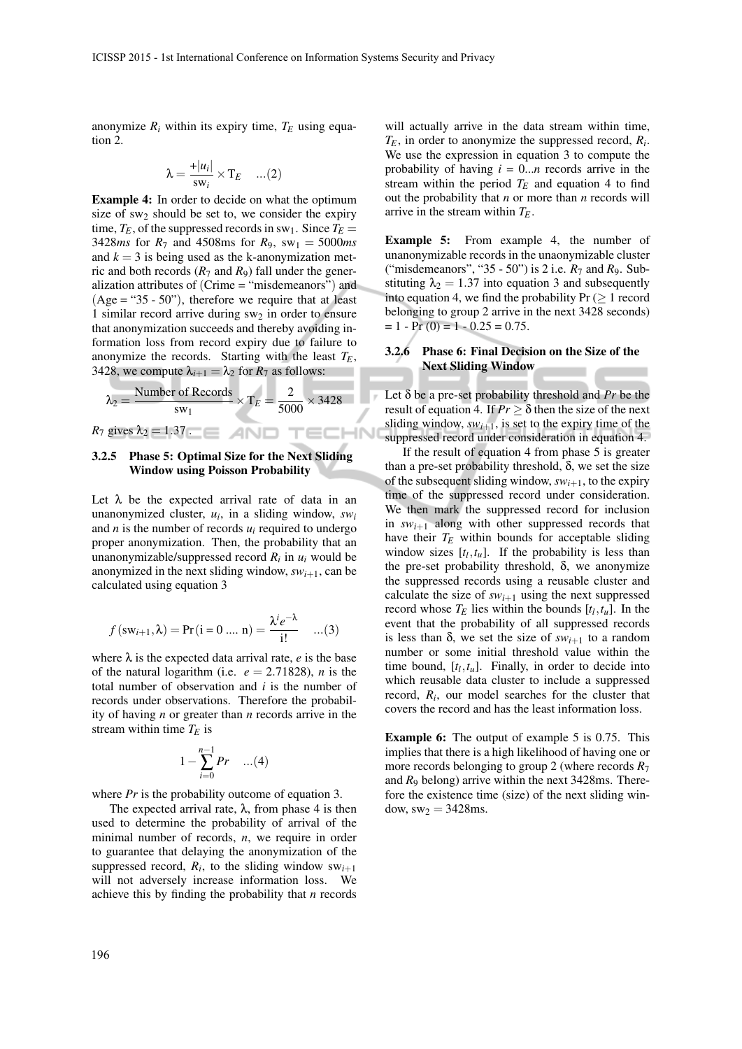anonymize $R_i$ within its expiry time, $T_E$ using equation 2.

$$\lambda = \frac{+|u_i|}{\text{sw}_i} \times \text{T}_E \quad ...(2)$$

**Example 4:** In order to decide on what the optimum size of $\text{sw}_2$ should be set to, we consider the expiry time, $T_E$, of the suppressed records in $\text{sw}_1$. Since $T_E = 3428ms$ for $R_7$ and 4508ms for $R_9$, $\text{sw}_1 = 5000ms$ and $k = 3$ is being used as the k-anonymization metric and both records ($R_7$ and $R_9$) fall under the generalization attributes of (Crime = "misdemeanors") and (Age = "35 - 50"), therefore we require that at least 1 similar record arrive during $\text{sw}_2$ in order to ensure that anonymization succeeds and thereby avoiding information loss from record expiry due to failure to anonymize the records. Starting with the least $T_E$, 3428, we compute $\lambda_{i+1} = \lambda_2$ for $R_7$ as follows:

$$\lambda_2 = \frac{\text{Number of Records}}{\text{sw}_1} \times \text{T}_E = \frac{2}{5000} \times 3428$$

$R_7$ gives $\lambda_2 = 1.37$.

#### 3.2.5 Phase 5: Optimal Size for the Next Sliding Window using Poisson Probability

Let $\lambda$ be the expected arrival rate of data in an unanonymized cluster, $u_i$, in a sliding window, $sw_i$ and $n$ is the number of records $u_i$ required to undergo proper anonymization. Then, the probability that an unanonymizable/suppressed record $R_i$ in $u_i$ would be anonymized in the next sliding window, $sw_{i+1}$, can be calculated using equation 3

$$f(\text{sw}_{i+1}, \lambda) = \Pr(\text{i = 0 .... n}) = \frac{\lambda^i e^{-\lambda}}{\text{i!}} \quad ...(3)$$

where $\lambda$ is the expected data arrival rate, $e$ is the base of the natural logarithm (i.e. $e = 2.71828$), $n$ is the total number of observation and $i$ is the number of records under observations. Therefore the probability of having $n$ or greater than $n$ records arrive in the stream within time $T_E$ is

$$1 - \sum_{i=0}^{n-1} Pr \quad ...(4)$$

where $Pr$ is the probability outcome of equation 3.

The expected arrival rate, $\lambda$, from phase 4 is then used to determine the probability of arrival of the minimal number of records, $n$, we require in order to guarantee that delaying the anonymization of the suppressed record, $R_i$, to the sliding window $\text{sw}_{i+1}$ will not adversely increase information loss. We achieve this by finding the probability that $n$ records will actually arrive in the data stream within time, $T_E$, in order to anonymize the suppressed record, $R_i$. We use the expression in equation 3 to compute the probability of having $i = 0...n$ records arrive in the stream within the period $T_E$ and equation 4 to find out the probability that $n$ or more than $n$ records will arrive in the stream within $T_E$.

**Example 5:** From example 4, the number of unanonymizable records in the unaonymizable cluster ("misdemeanors", "35 - 50") is 2 i.e. $R_7$ and $R_9$. Substituting $\lambda_2 = 1.37$ into equation 3 and subsequently into equation 4, we find the probability Pr ($\geq 1$ record belonging to group 2 arrive in the next 3428 seconds) = 1 - Pr (0) = 1 - 0.25 = 0.75.

#### 3.2.6 Phase 6: Final Decision on the Size of the Next Sliding Window

Let $\delta$ be a pre-set probability threshold and $Pr$ be the result of equation 4. If $Pr \geq \delta$ then the size of the next sliding window, $sw_{i+1}$, is set to the expiry time of the suppressed record under consideration in equation 4.

If the result of equation 4 from phase 5 is greater than a pre-set probability threshold, $\delta$, we set the size of the subsequent sliding window, $sw_{i+1}$, to the expiry time of the suppressed record under consideration. We then mark the suppressed record for inclusion in $sw_{i+1}$ along with other suppressed records that have their $T_E$ within bounds for acceptable sliding window sizes $[t_l, t_u]$. If the probability is less than the pre-set probability threshold, $\delta$, we anonymize the suppressed records using a reusable cluster and calculate the size of $sw_{i+1}$ using the next suppressed record whose $T_E$ lies within the bounds $[t_l, t_u]$. In the event that the probability of all suppressed records is less than $\delta$, we set the size of $sw_{i+1}$ to a random number or some initial threshold value within the time bound, $[t_l, t_u]$. Finally, in order to decide into which reusable data cluster to include a suppressed record, $R_i$, our model searches for the cluster that covers the record and has the least information loss.

**Example 6:** The output of example 5 is 0.75. This implies that there is a high likelihood of having one or more records belonging to group 2 (where records $R_7$ and $R_9$ belong) arrive within the next 3428ms. Therefore the existence time (size) of the next sliding window, $\text{sw}_2 = 3428\text{ms}$.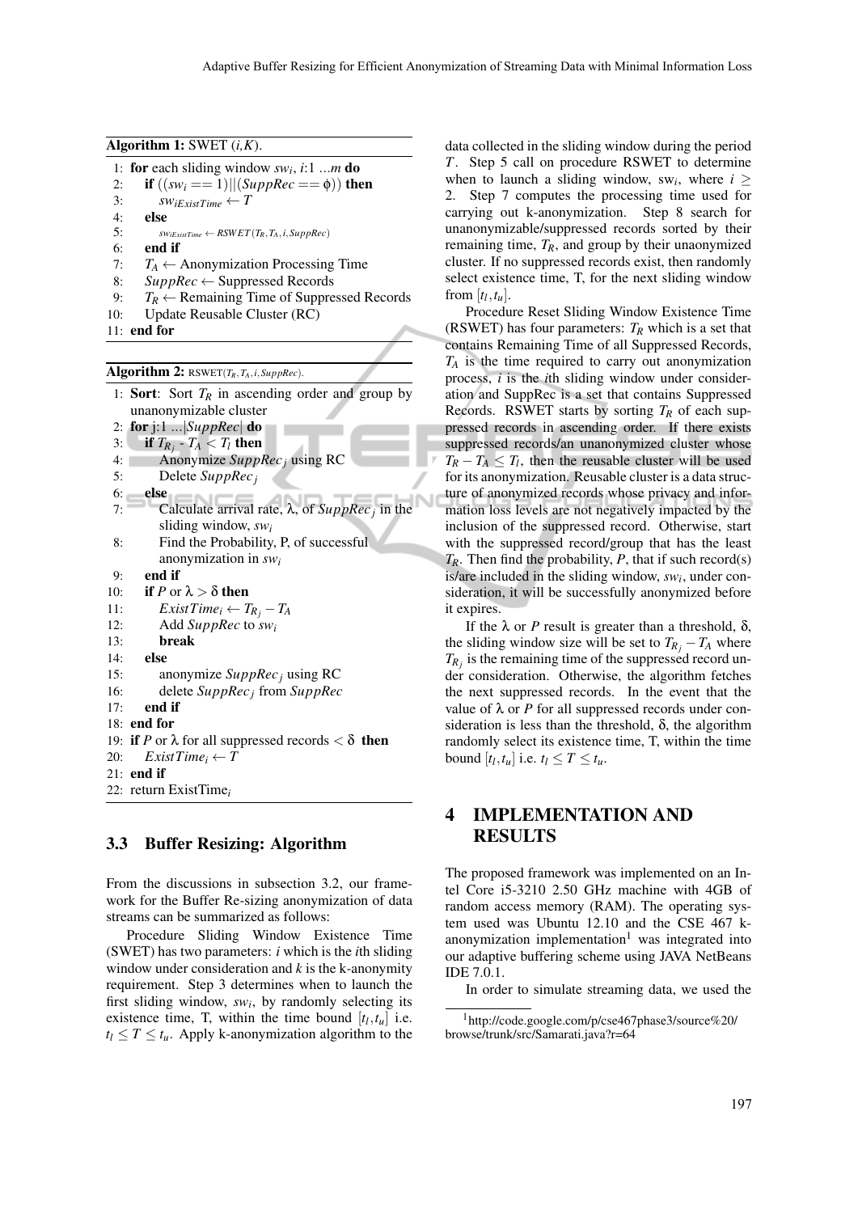**Algorithm 1:** SWET $(i,K)$.

```
1:  for each sliding window sw_i, i:1 ...m do
2:      if ((sw_i == 1)||(SuppRec == ϕ)) then
3:          sw_iExistTime ← T
4:      else
5:          sw_iExistTime ← RSWET(T_R, T_A, i, SuppRec)
6:      end if
7:      T_A ← Anonymization Processing Time
8:      SuppRec ← Suppressed Records
9:      T_R ← Remaining Time of Suppressed Records
10:     Update Reusable Cluster (RC)
11: end for
```

**Algorithm 2:** RSWET$(T_R, T_A, i, SuppRec)$.

```
1:  Sort: Sort T_R in ascending order and group by
    unanonymizable cluster
2:  for j:1 ...|SuppRec| do
3:      if T_Rj - T_A < T_l then
4:          Anonymize SuppRec_j using RC
5:          Delete SuppRec_j
6:      else
7:          Calculate arrival rate, λ, of SuppRec_j in the
            sliding window, sw_i
8:          Find the Probability, P, of successful
            anonymization in sw_i
9:      end if
10:     if P or λ > δ then
11:         ExistTime_i ← T_Rj − T_A
12:         Add SuppRec to sw_i
13:         break
14:     else
15:         anonymize SuppRec_j using RC
16:         delete SuppRec_j from SuppRec
17:     end if
18: end for
19: if P or λ for all suppressed records < δ then
20:     ExistTime_i ← T
21: end if
22: return ExistTime_i
```

### 3.3 Buffer Resizing: Algorithm

From the discussions in subsection 3.2, our framework for the Buffer Re-sizing anonymization of data streams can be summarized as follows:

Procedure Sliding Window Existence Time (SWET) has two parameters: $i$ which is the $i$th sliding window under consideration and $k$ is the k-anonymity requirement. Step 3 determines when to launch the first sliding window, $sw_i$, by randomly selecting its existence time, T, within the time bound $[t_l, t_u]$ i.e. $t_l \leq T \leq t_u$. Apply k-anonymization algorithm to the data collected in the sliding window during the period $T$. Step 5 call on procedure RSWET to determine when to launch a sliding window, sw$_i$, where $i \geq 2$. Step 7 computes the processing time used for carrying out k-anonymization. Step 8 search for unanonymizable/suppressed records sorted by their remaining time, $T_R$, and group by their unaonymized cluster. If no suppressed records exist, then randomly select existence time, T, for the next sliding window from $[t_l, t_u]$.

Procedure Reset Sliding Window Existence Time (RSWET) has four parameters: $T_R$ which is a set that contains Remaining Time of all Suppressed Records, $T_A$ is the time required to carry out anonymization process, $i$ is the $i$th sliding window under consideration and SuppRec is a set that contains Suppressed Records. RSWET starts by sorting $T_R$ of each suppressed records in ascending order. If there exists suppressed records/an unanonymized cluster whose $T_R - T_A \leq T_l$, then the reusable cluster will be used for its anonymization. Reusable cluster is a data structure of anonymized records whose privacy and information loss levels are not negatively impacted by the inclusion of the suppressed record. Otherwise, start with the suppressed record/group that has the least $T_R$. Then find the probability, $P$, that if such record(s) is/are included in the sliding window, $sw_i$, under consideration, it will be successfully anonymized before it expires.

If the $\lambda$ or $P$ result is greater than a threshold, $\delta$, the sliding window size will be set to $T_{R_j} - T_A$ where $T_{R_j}$ is the remaining time of the suppressed record under consideration. Otherwise, the algorithm fetches the next suppressed records. In the event that the value of $\lambda$ or $P$ for all suppressed records under consideration is less than the threshold, $\delta$, the algorithm randomly select its existence time, T, within the time bound $[t_l, t_u]$ i.e. $t_l \leq T \leq t_u$.

## 4 IMPLEMENTATION AND RESULTS

The proposed framework was implemented on an Intel Core i5-3210 2.50 GHz machine with 4GB of random access memory (RAM). The operating system used was Ubuntu 12.10 and the CSE 467 k-anonymization implementation[1] was integrated into our adaptive buffering scheme using JAVA NetBeans IDE 7.0.1.

In order to simulate streaming data, we used the

[1] http://code.google.com/p/cse467phase3/source%20/browse/trunk/src/Samarati.java?r=64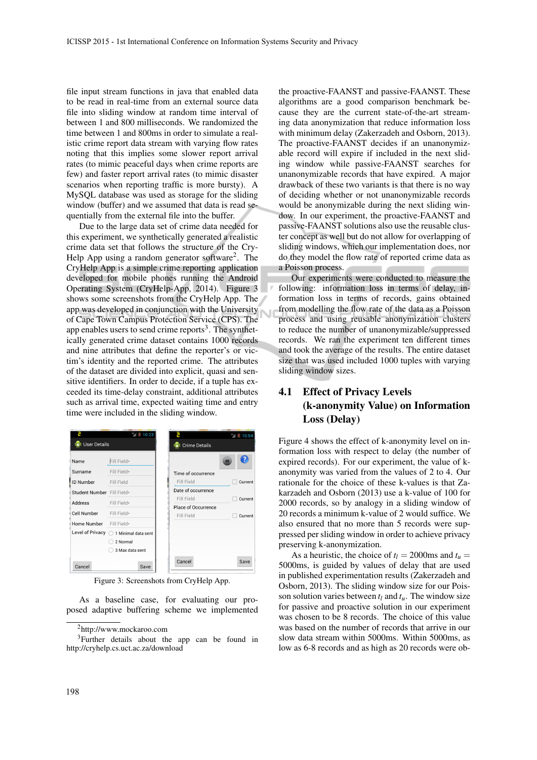file input stream functions in java that enabled data to be read in real-time from an external source data file into sliding window at random time interval of between 1 and 800 milliseconds. We randomized the time between 1 and 800ms in order to simulate a realistic crime report data stream with varying flow rates noting that this implies some slower report arrival rates (to mimic peaceful days when crime reports are few) and faster report arrival rates (to mimic disaster scenarios when reporting traffic is more bursty). A MySQL database was used as storage for the sliding window (buffer) and we assumed that data is read sequentially from the external file into the buffer.

Due to the large data set of crime data needed for this experiment, we synthetically generated a realistic crime data set that follows the structure of the CryHelp App using a random generator software[2]. The CryHelp App is a simple crime reporting application developed for mobile phones running the Android Operating System (CryHelp-App, 2014). Figure 3 shows some screenshots from the CryHelp App. The app was developed in conjunction with the University of Cape Town Campus Protection Service (CPS). The app enables users to send crime reports[3]. The synthetically generated crime dataset contains 1000 records and nine attributes that define the reporter's or victim's identity and the reported crime. The attributes of the dataset are divided into explicit, quasi and sensitive identifiers. In order to decide, if a tuple has exceeded its time-delay constraint, additional attributes such as arrival time, expected waiting time and entry time were included in the sliding window.

Figure 3: Screenshots from CryHelp App.

As a baseline case, for evaluating our proposed adaptive buffering scheme we implemented the proactive-FAANST and passive-FAANST. These algorithms are a good comparison benchmark because they are the current state-of-the-art streaming data anonymization that reduce information loss with minimum delay (Zakerzadeh and Osborn, 2013). The proactive-FAANST decides if an unanonymizable record will expire if included in the next sliding window while passive-FAANST searches for unanonymizable records that have expired. A major drawback of these two variants is that there is no way of deciding whether or not unanonymizable records would be anonymizable during the next sliding window. In our experiment, the proactive-FAANST and passive-FAANST solutions also use the reusable cluster concept as well but do not allow for overlapping of sliding windows, which our implementation does, nor do they model the flow rate of reported crime data as a Poisson process.

Our experiments were conducted to measure the following: information loss in terms of delay, information loss in terms of records, gains obtained from modelling the flow rate of the data as a Poisson process and using reusable anonymization clusters to reduce the number of unanonymizable/suppressed records. We ran the experiment ten different times and took the average of the results. The entire dataset size that was used included 1000 tuples with varying sliding window sizes.

## 4.1 Effect of Privacy Levels (k-anonymity Value) on Information Loss (Delay)

Figure 4 shows the effect of k-anonymity level on information loss with respect to delay (the number of expired records). For our experiment, the value of k-anonymity was varied from the values of 2 to 4. Our rationale for the choice of these k-values is that Zakarzadeh and Osborn (2013) use a k-value of 100 for 2000 records, so by analogy in a sliding window of 20 records a minimum k-value of 2 would suffice. We also ensured that no more than 5 records were suppressed per sliding window in order to achieve privacy preserving k-anonymization.

As a heuristic, the choice of $t_l = 2000$ms and $t_u = 5000$ms, is guided by values of delay that are used in published experimentation results (Zakerzadeh and Osborn, 2013). The sliding window size for our Poisson solution varies between $t_l$ and $t_u$. The window size for passive and proactive solution in our experiment was chosen to be 8 records. The choice of this value was based on the number of records that arrive in our slow data stream within 5000ms. Within 5000ms, as low as 6-8 records and as high as 20 records were ob-

[2] http://www.mockaroo.com

[3] Further details about the app can be found in http://cryhelp.cs.uct.ac.za/download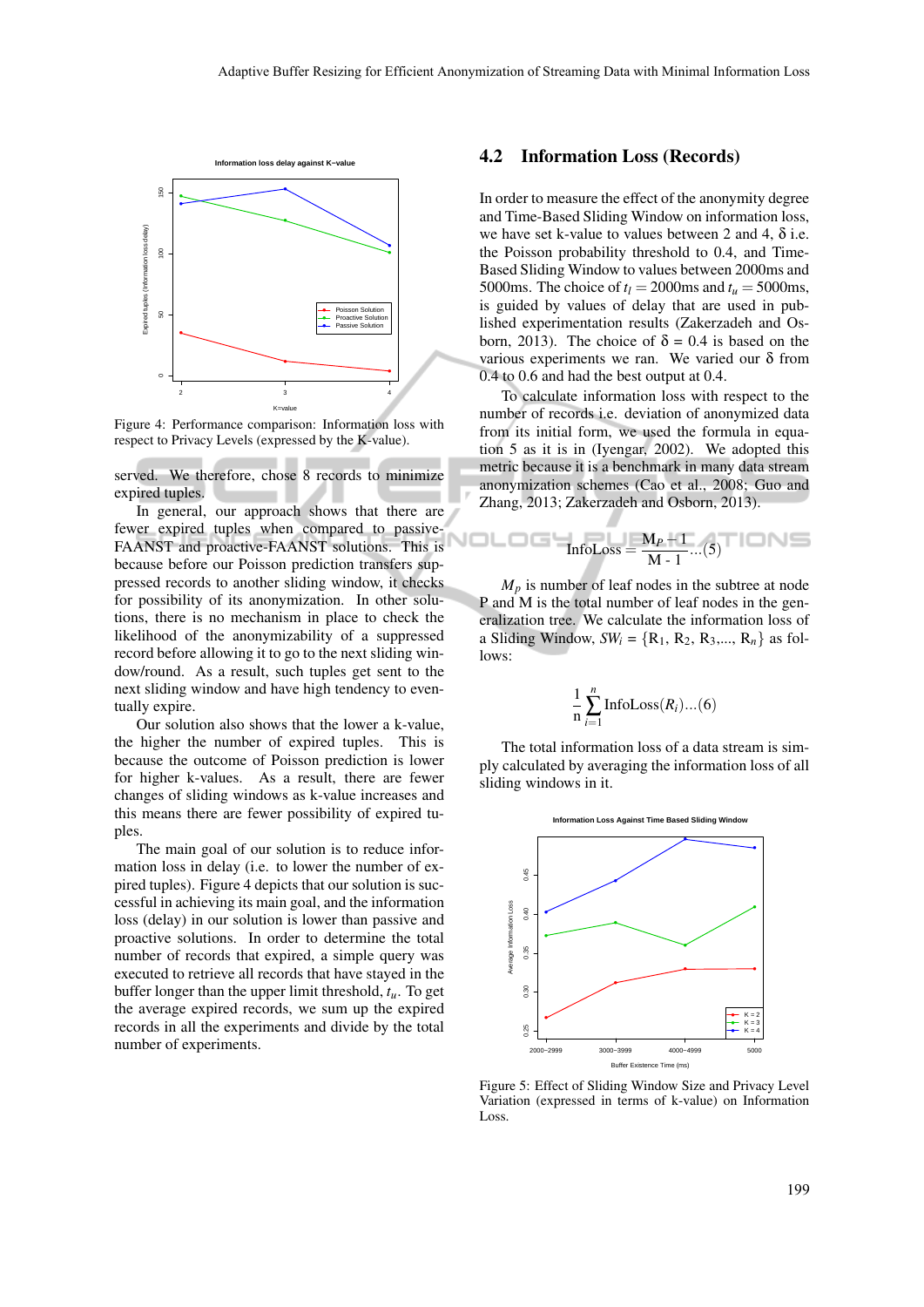Figure 4: Performance comparison: Information loss with respect to Privacy Levels (expressed by the K-value).

served. We therefore, chose 8 records to minimize expired tuples.

In general, our approach shows that there are fewer expired tuples when compared to passive-FAANST and proactive-FAANST solutions. This is because before our Poisson prediction transfers suppressed records to another sliding window, it checks for possibility of its anonymization. In other solutions, there is no mechanism in place to check the likelihood of the anonymizability of a suppressed record before allowing it to go to the next sliding window/round. As a result, such tuples get sent to the next sliding window and have high tendency to eventually expire.

Our solution also shows that the lower a k-value, the higher the number of expired tuples. This is because the outcome of Poisson prediction is lower for higher k-values. As a result, there are fewer changes of sliding windows as k-value increases and this means there are fewer possibility of expired tuples.

The main goal of our solution is to reduce information loss in delay (i.e. to lower the number of expired tuples). Figure 4 depicts that our solution is successful in achieving its main goal, and the information loss (delay) in our solution is lower than passive and proactive solutions. In order to determine the total number of records that expired, a simple query was executed to retrieve all records that have stayed in the buffer longer than the upper limit threshold, $t_u$. To get the average expired records, we sum up the expired records in all the experiments and divide by the total number of experiments.

## 4.2 Information Loss (Records)

In order to measure the effect of the anonymity degree and Time-Based Sliding Window on information loss, we have set k-value to values between 2 and 4, $\delta$ i.e. the Poisson probability threshold to 0.4, and Time-Based Sliding Window to values between 2000ms and 5000ms. The choice of $t_l = 2000$ms and $t_u = 5000$ms, is guided by values of delay that are used in published experimentation results (Zakerzadeh and Osborn, 2013). The choice of $\delta$ = 0.4 is based on the various experiments we ran. We varied our $\delta$ from 0.4 to 0.6 and had the best output at 0.4.

To calculate information loss with respect to the number of records i.e. deviation of anonymized data from its initial form, we used the formula in equation 5 as it is in (Iyengar, 2002). We adopted this metric because it is a benchmark in many data stream anonymization schemes (Cao et al., 2008; Guo and Zhang, 2013; Zakerzadeh and Osborn, 2013).

$$\text{InfoLoss} = \frac{M_P - 1}{M - 1} \quad ...(5)$$

$M_p$ is number of leaf nodes in the subtree at node P and M is the total number of leaf nodes in the generalization tree. We calculate the information loss of a Sliding Window, $SW_i$ = {$R_1$, $R_2$, $R_3$,..., $R_n$} as follows:

$$\frac{1}{n}\sum_{i=1}^{n}\text{InfoLoss}(R_i) \quad ...(6)$$

The total information loss of a data stream is simply calculated by averaging the information loss of all sliding windows in it.

Figure 5: Effect of Sliding Window Size and Privacy Level Variation (expressed in terms of k-value) on Information Loss.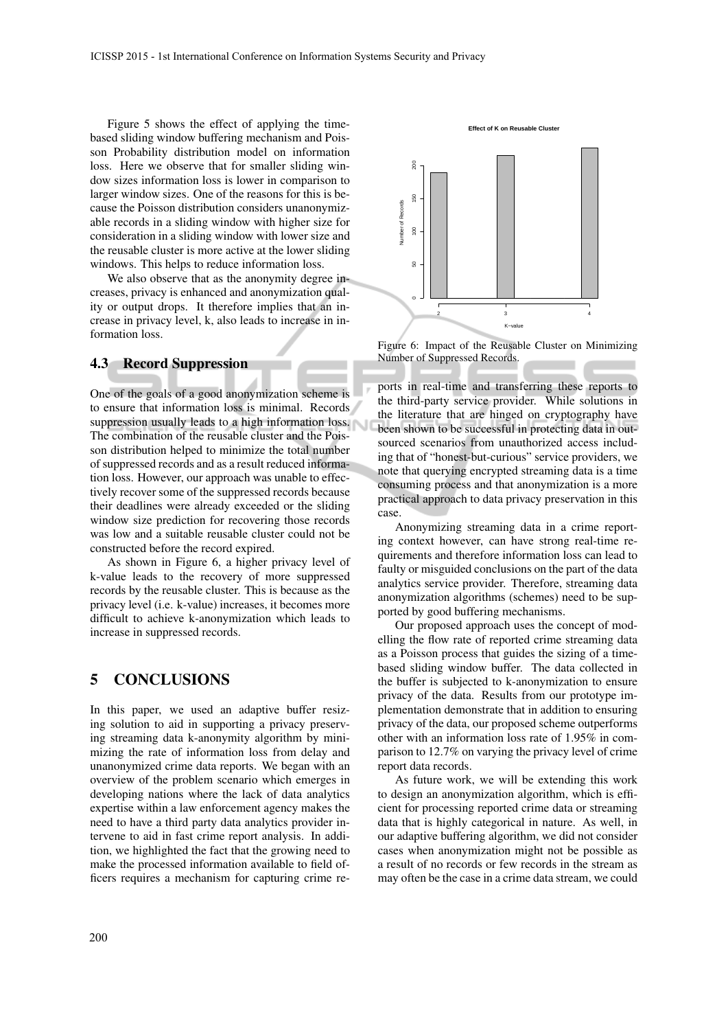Figure 5 shows the effect of applying the time-based sliding window buffering mechanism and Poisson Probability distribution model on information loss. Here we observe that for smaller sliding window sizes information loss is lower in comparison to larger window sizes. One of the reasons for this is because the Poisson distribution considers unanonymizable records in a sliding window with higher size for consideration in a sliding window with lower size and the reusable cluster is more active at the lower sliding windows. This helps to reduce information loss.

We also observe that as the anonymity degree increases, privacy is enhanced and anonymization quality or output drops. It therefore implies that an increase in privacy level, k, also leads to increase in information loss.

### 4.3 Record Suppression

One of the goals of a good anonymization scheme is to ensure that information loss is minimal. Records suppression usually leads to a high information loss. The combination of the reusable cluster and the Poisson distribution helped to minimize the total number of suppressed records and as a result reduced information loss. However, our approach was unable to effectively recover some of the suppressed records because their deadlines were already exceeded or the sliding window size prediction for recovering those records was low and a suitable reusable cluster could not be constructed before the record expired.

As shown in Figure 6, a higher privacy level of k-value leads to the recovery of more suppressed records by the reusable cluster. This is because as the privacy level (i.e. k-value) increases, it becomes more difficult to achieve k-anonymization which leads to increase in suppressed records.

Figure 6: Impact of the Reusable Cluster on Minimizing Number of Suppressed Records.

## 5 CONCLUSIONS

In this paper, we used an adaptive buffer resizing solution to aid in supporting a privacy preserving streaming data k-anonymity algorithm by minimizing the rate of information loss from delay and unanonymized crime data reports. We began with an overview of the problem scenario which emerges in developing nations where the lack of data analytics expertise within a law enforcement agency makes the need to have a third party data analytics provider intervene to aid in fast crime report analysis. In addition, we highlighted the fact that the growing need to make the processed information available to field officers requires a mechanism for capturing crime reports in real-time and transferring these reports to the third-party service provider. While solutions in the literature that are hinged on cryptography have been shown to be successful in protecting data in outsourced scenarios from unauthorized access including that of "honest-but-curious" service providers, we note that querying encrypted streaming data is a time consuming process and that anonymization is a more practical approach to data privacy preservation in this case.

Anonymizing streaming data in a crime reporting context however, can have strong real-time requirements and therefore information loss can lead to faulty or misguided conclusions on the part of the data analytics service provider. Therefore, streaming data anonymization algorithms (schemes) need to be supported by good buffering mechanisms.

Our proposed approach uses the concept of modelling the flow rate of reported crime streaming data as a Poisson process that guides the sizing of a time-based sliding window buffer. The data collected in the buffer is subjected to k-anonymization to ensure privacy of the data. Results from our prototype implementation demonstrate that in addition to ensuring privacy of the data, our proposed scheme outperforms other with an information loss rate of 1.95% in comparison to 12.7% on varying the privacy level of crime report data records.

As future work, we will be extending this work to design an anonymization algorithm, which is efficient for processing reported crime data or streaming data that is highly categorical in nature. As well, in our adaptive buffering algorithm, we did not consider cases when anonymization might not be possible as a result of no records or few records in the stream as may often be the case in a crime data stream, we could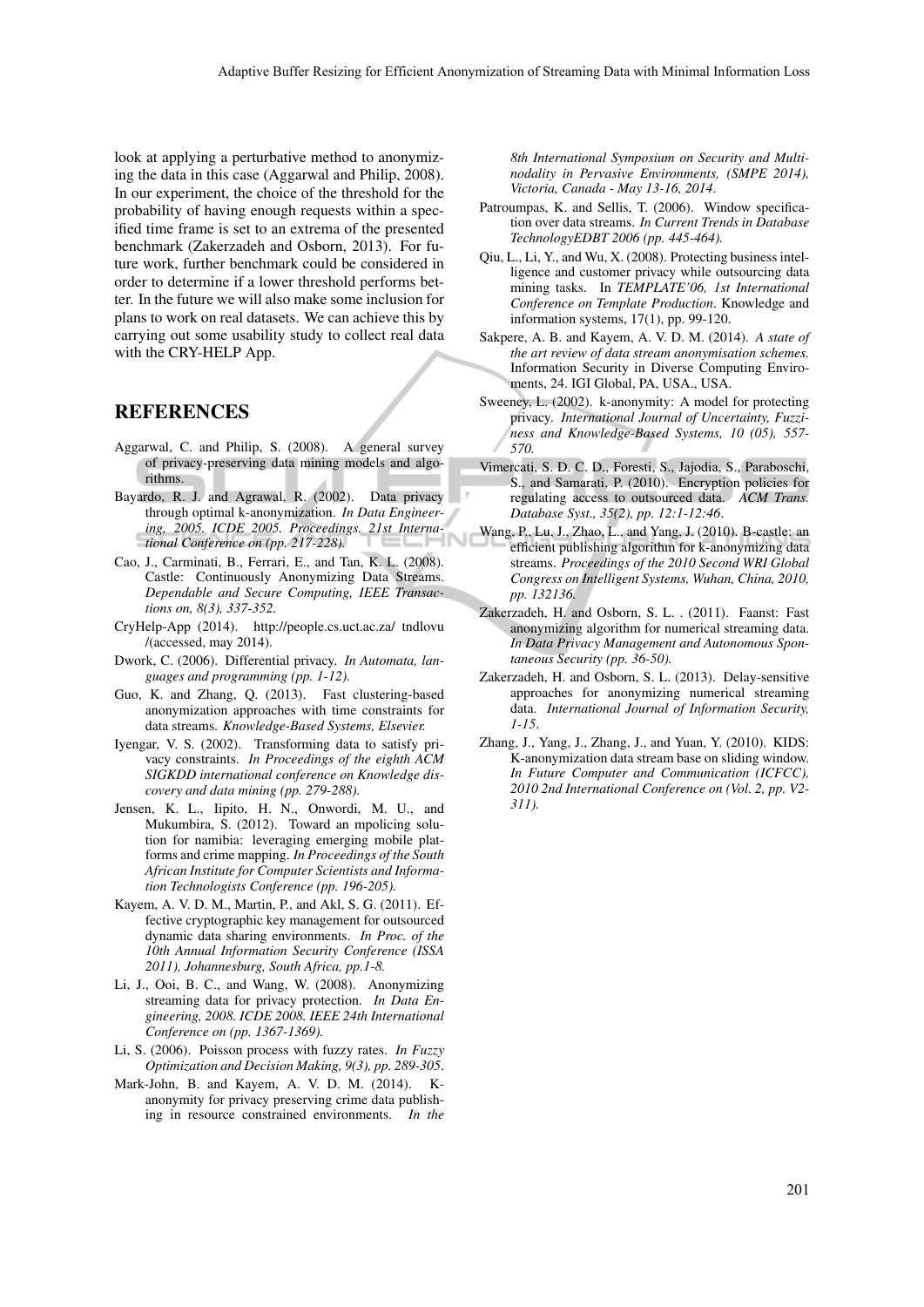look at applying a perturbative method to anonymizing the data in this case (Aggarwal and Philip, 2008). In our experiment, the choice of the threshold for the probability of having enough requests within a specified time frame is set to an extrema of the presented benchmark (Zakerzadeh and Osborn, 2013). For future work, further benchmark could be considered in order to determine if a lower threshold performs better. In the future we will also make some inclusion for plans to work on real datasets. We can achieve this by carrying out some usability study to collect real data with the CRY-HELP App.

## REFERENCES

Aggarwal, C. and Philip, S. (2008). A general survey of privacy-preserving data mining models and algorithms.

Bayardo, R. J. and Agrawal, R. (2002). Data privacy through optimal k-anonymization. *In Data Engineering, 2005. ICDE 2005. Proceedings. 21st International Conference on (pp. 217-228).*

Cao, J., Carminati, B., Ferrari, E., and Tan, K. L. (2008). Castle: Continuously Anonymizing Data Streams. *Dependable and Secure Computing, IEEE Transactions on, 8(3), 337-352.*

CryHelp-App (2014). http://people.cs.uct.ac.za/ tndlovu /(accessed, may 2014).

Dwork, C. (2006). Differential privacy. *In Automata, languages and programming (pp. 1-12).*

Guo, K. and Zhang, Q. (2013). Fast clustering-based anonymization approaches with time constraints for data streams. *Knowledge-Based Systems, Elsevier.*

Iyengar, V. S. (2002). Transforming data to satisfy privacy constraints. *In Proceedings of the eighth ACM SIGKDD international conference on Knowledge discovery and data mining (pp. 279-288).*

Jensen, K. L., Iipito, H. N., Onwordi, M. U., and Mukumbira, S. (2012). Toward an mpolicing solution for namibia: leveraging emerging mobile platforms and crime mapping. *In Proceedings of the South African Institute for Computer Scientists and Information Technologists Conference (pp. 196-205).*

Kayem, A. V. D. M., Martin, P., and Akl, S. G. (2011). Effective cryptographic key management for outsourced dynamic data sharing environments. *In Proc. of the 10th Annual Information Security Conference (ISSA 2011), Johannesburg, South Africa, pp.1-8.*

Li, J., Ooi, B. C., and Wang, W. (2008). Anonymizing streaming data for privacy protection. *In Data Engineering, 2008. ICDE 2008. IEEE 24th International Conference on (pp. 1367-1369).*

Li, S. (2006). Poisson process with fuzzy rates. *In Fuzzy Optimization and Decision Making, 9(3), pp. 289-305*.

Mark-John, B. and Kayem, A. V. D. M. (2014). K-anonymity for privacy preserving crime data publishing in resource constrained environments. *In the 8th International Symposium on Security and Multinodality in Pervasive Environments, (SMPE 2014), Victoria, Canada - May 13-16, 2014*.

Patroumpas, K. and Sellis, T. (2006). Window specification over data streams. *In Current Trends in Database TechnologyEDBT 2006 (pp. 445-464).*

Qiu, L., Li, Y., and Wu, X. (2008). Protecting business intelligence and customer privacy while outsourcing data mining tasks. In *TEMPLATE'06, 1st International Conference on Template Production*. Knowledge and information systems, 17(1), pp. 99-120.

Sakpere, A. B. and Kayem, A. V. D. M. (2014). *A state of the art review of data stream anonymisation schemes.* Information Security in Diverse Computing Enviroments, 24. IGI Global, PA, USA., USA.

Sweeney, L. (2002). k-anonymity: A model for protecting privacy. *International Journal of Uncertainty, Fuzziness and Knowledge-Based Systems, 10 (05), 557-570.*

Vimercati, S. D. C. D., Foresti, S., Jajodia, S., Paraboschi, S., and Samarati, P. (2010). Encryption policies for regulating access to outsourced data. *ACM Trans. Database Syst., 35(2), pp. 12:1-12:46*.

Wang, P., Lu, J., Zhao, L., and Yang, J. (2010). B-castle: an efficient publishing algorithm for k-anonymizing data streams. *Proceedings of the 2010 Second WRI Global Congress on Intelligent Systems, Wuhan, China, 2010, pp. 132136.*

Zakerzadeh, H. and Osborn, S. L. . (2011). Faanst: Fast anonymizing algorithm for numerical streaming data. *In Data Privacy Management and Autonomous Spontaneous Security (pp. 36-50).*

Zakerzadeh, H. and Osborn, S. L. (2013). Delay-sensitive approaches for anonymizing numerical streaming data. *International Journal of Information Security, 1-15*.

Zhang, J., Yang, J., Zhang, J., and Yuan, Y. (2010). KIDS: K-anonymization data stream base on sliding window. *In Future Computer and Communication (ICFCC), 2010 2nd International Conference on (Vol. 2, pp. V2-311).*